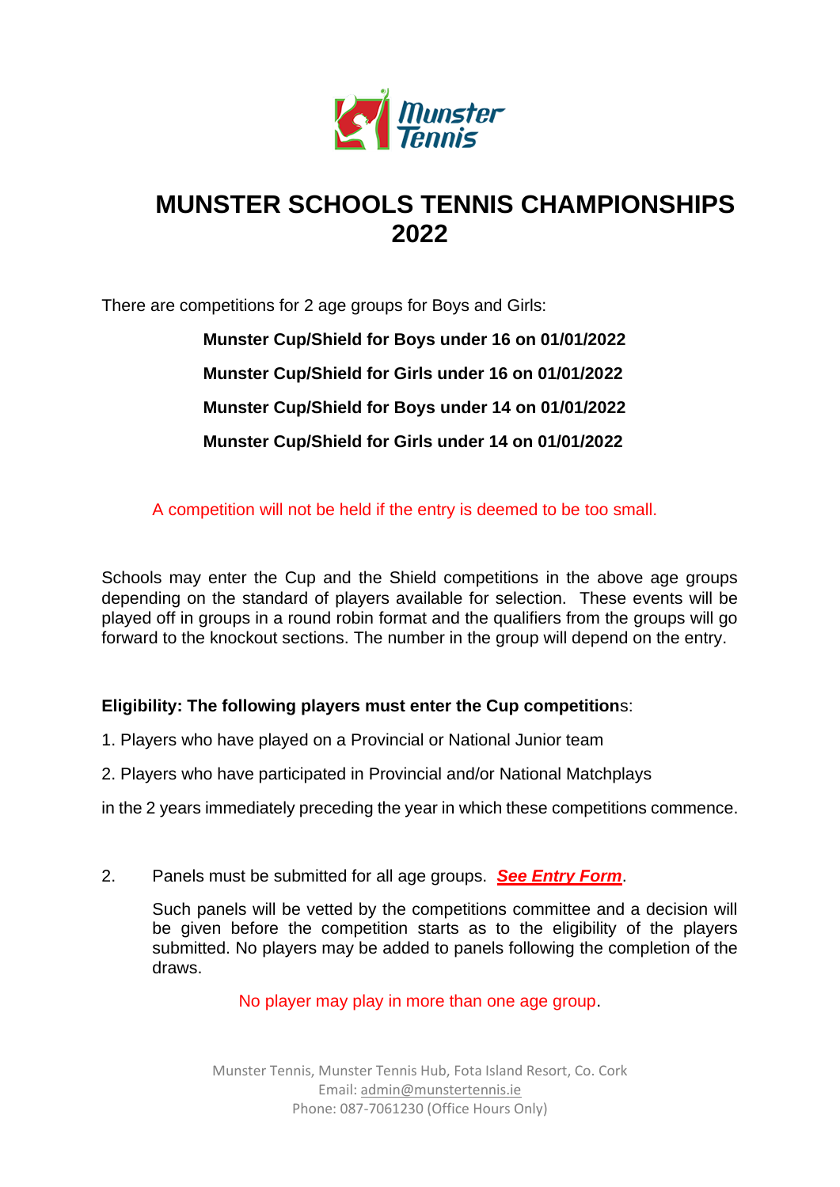# MUNSTER SCHOOLS TENNIS CHAMPIONSHIPS 2022

There are competitions for 2 age groups for Boys and Girls:

**Munster Cup/Shield for Boys under 16 on 01/01/2022**

**Munster Cup/Shield for Girls under 16 on 01/01/2022**

**Munster Cup/Shield for Boys under 14 on 01/01/2022**

**Munster Cup/Shield for Girls under 14 on 01/01/2022**

A competition will not be held if the entry is deemed to be too small.

Schools may enter the Cup and the Shield competitions in the above age groups depending on the standard of players available for selection. These events will be played off in groups in a round robin format and the qualifiers from the groups will go forward to the knockout sections. The number in the group will depend on the entry.

**Eligibility: The following players must enter the Cup competition**s:

1. Players who have played on a Provincial or National Junior team
2. Players who have participated in Provincial and/or National Matchplays

in the 2 years immediately preceding the year in which these competitions commence.

2. Panels must be submitted for all age groups. ***See Entry Form***.

   Such panels will be vetted by the competitions committee and a decision will be given before the competition starts as to the eligibility of the players submitted. No players may be added to panels following the completion of the draws.

No player may play in more than one age group.

Munster Tennis, Munster Tennis Hub, Fota Island Resort, Co. Cork
Email: admin@munstertennis.ie
Phone: 087-7061230 (Office Hours Only)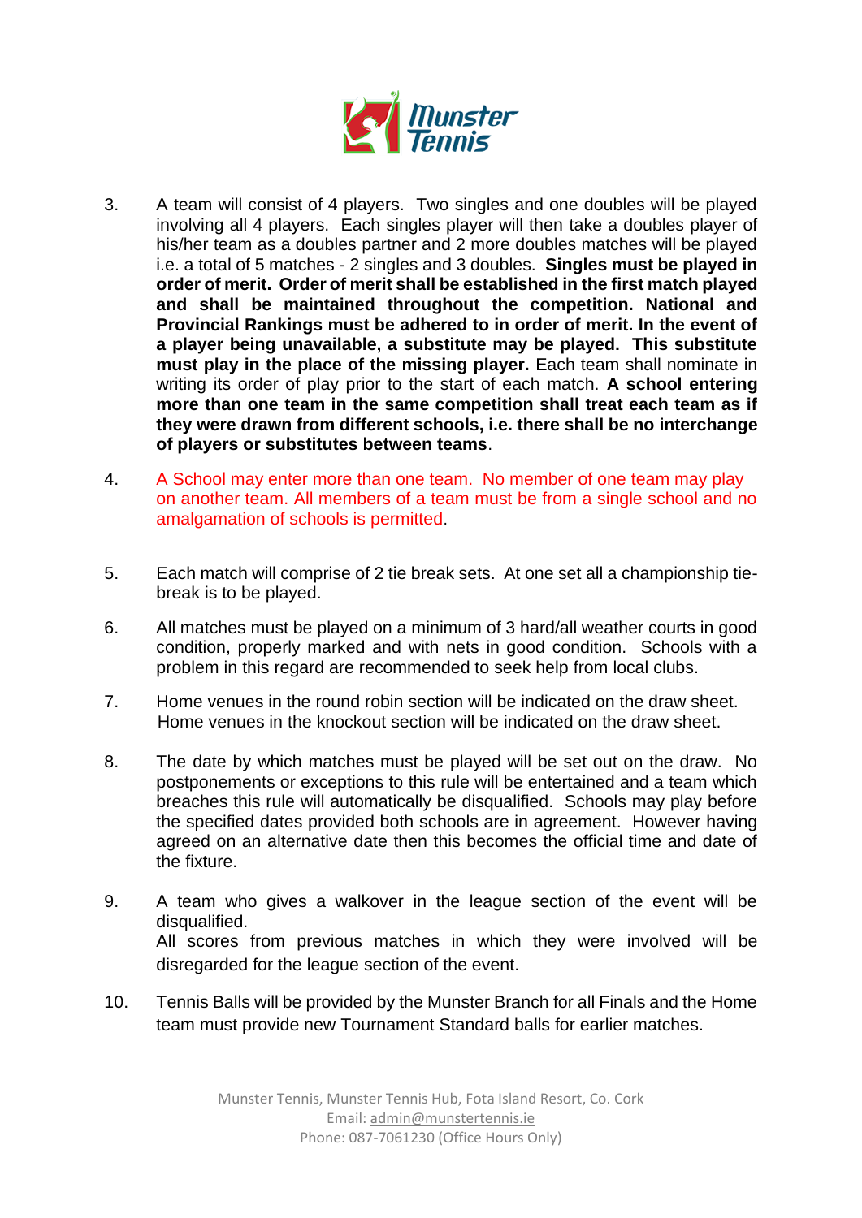3. A team will consist of 4 players. Two singles and one doubles will be played involving all 4 players. Each singles player will then take a doubles player of his/her team as a doubles partner and 2 more doubles matches will be played i.e. a total of 5 matches - 2 singles and 3 doubles. **Singles must be played in order of merit. Order of merit shall be established in the first match played and shall be maintained throughout the competition. National and Provincial Rankings must be adhered to in order of merit. In the event of a player being unavailable, a substitute may be played. This substitute must play in the place of the missing player.** Each team shall nominate in writing its order of play prior to the start of each match. **A school entering more than one team in the same competition shall treat each team as if they were drawn from different schools, i.e. there shall be no interchange of players or substitutes between teams**.

4. A School may enter more than one team. No member of one team may play on another team. All members of a team must be from a single school and no amalgamation of schools is permitted.

5. Each match will comprise of 2 tie break sets. At one set all a championship tie-break is to be played.

6. All matches must be played on a minimum of 3 hard/all weather courts in good condition, properly marked and with nets in good condition. Schools with a problem in this regard are recommended to seek help from local clubs.

7. Home venues in the round robin section will be indicated on the draw sheet. Home venues in the knockout section will be indicated on the draw sheet.

8. The date by which matches must be played will be set out on the draw. No postponements or exceptions to this rule will be entertained and a team which breaches this rule will automatically be disqualified. Schools may play before the specified dates provided both schools are in agreement. However having agreed on an alternative date then this becomes the official time and date of the fixture.

9. A team who gives a walkover in the league section of the event will be disqualified.
   All scores from previous matches in which they were involved will be disregarded for the league section of the event.

10. Tennis Balls will be provided by the Munster Branch for all Finals and the Home team must provide new Tournament Standard balls for earlier matches.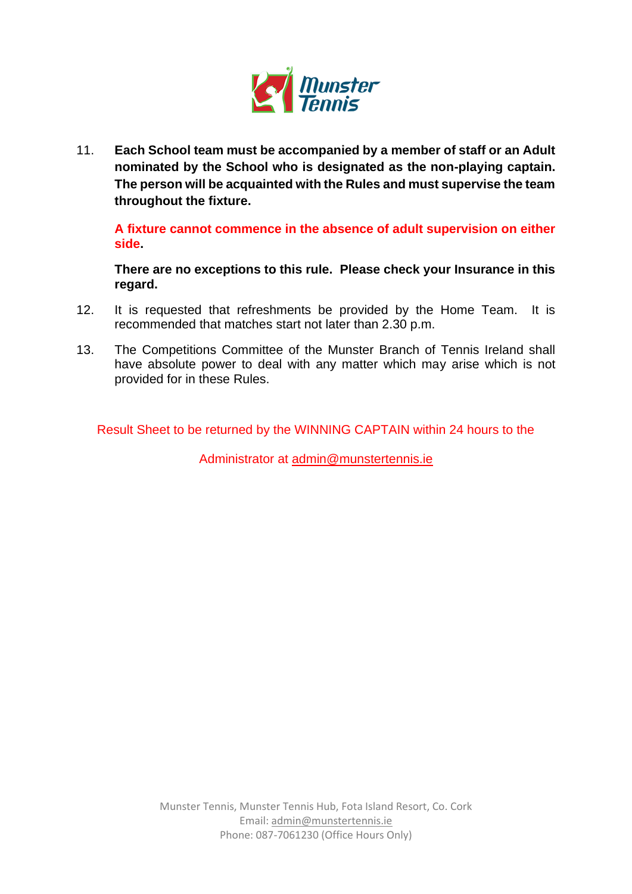11. **Each School team must be accompanied by a member of staff or an Adult nominated by the School who is designated as the non-playing captain. The person will be acquainted with the Rules and must supervise the team throughout the fixture.**

    **A fixture cannot commence in the absence of adult supervision on either side.**

    **There are no exceptions to this rule. Please check your Insurance in this regard.**

12. It is requested that refreshments be provided by the Home Team. It is recommended that matches start not later than 2.30 p.m.

13. The Competitions Committee of the Munster Branch of Tennis Ireland shall have absolute power to deal with any matter which may arise which is not provided for in these Rules.

Result Sheet to be returned by the WINNING CAPTAIN within 24 hours to the

Administrator at admin@munstertennis.ie